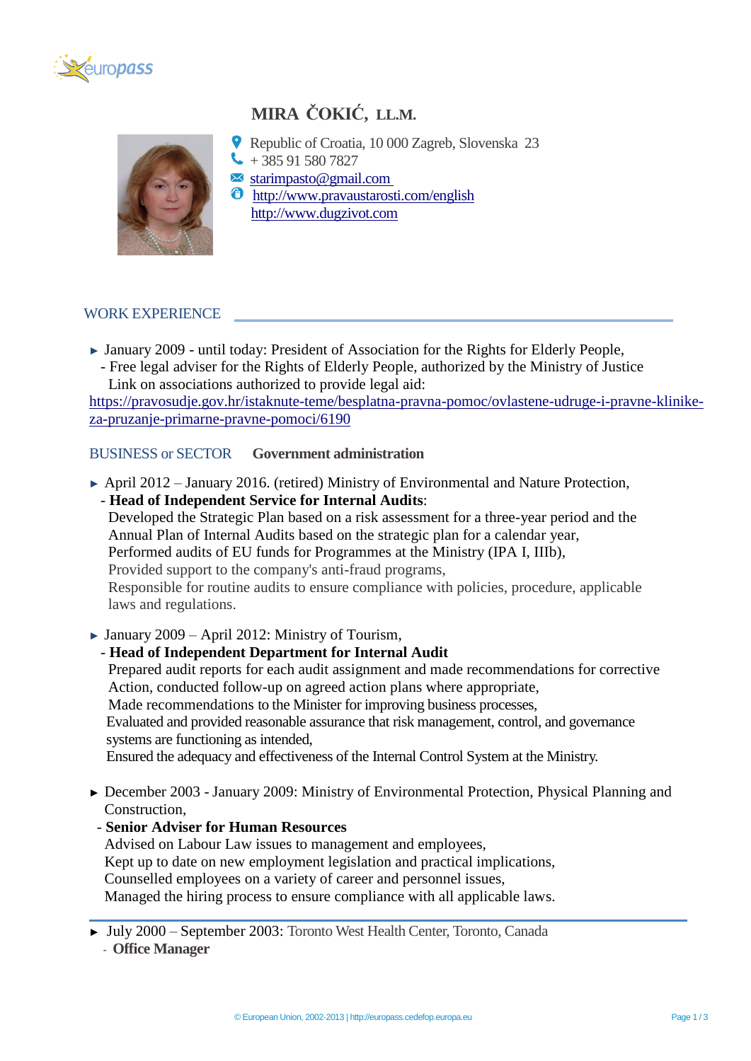europass

# MIRA ČOKIĆ, LL.M.

Republic of Croatia, 10 000 Zagreb, Slovenska 23
+ 385 91 580 7827
starimpasto@gmail.com
http://www.pravaustarosti.com/english
http://www.dugzivot.com

## WORK EXPERIENCE

- January 2009 - until today: President of Association for the Rights for Elderly People,
  - Free legal adviser for the Rights of Elderly People, authorized by the Ministry of Justice
    Link on associations authorized to provide legal aid:
    https://pravosudje.gov.hr/istaknute-teme/besplatna-pravna-pomoc/ovlastene-udruge-i-pravne-klinike-za-pruzanje-primarne-pravne-pomoci/6190

## BUSINESS or SECTOR **Government administration**

- April 2012 – January 2016. (retired) Ministry of Environmental and Nature Protection,
  - **Head of Independent Service for Internal Audits**:
    Developed the Strategic Plan based on a risk assessment for a three-year period and the Annual Plan of Internal Audits based on the strategic plan for a calendar year,
    Performed audits of EU funds for Programmes at the Ministry (IPA I, IIIb),
    Provided support to the company's anti-fraud programs,
    Responsible for routine audits to ensure compliance with policies, procedure, applicable laws and regulations.

- January 2009 – April 2012: Ministry of Tourism,
  - **Head of Independent Department for Internal Audit**
    Prepared audit reports for each audit assignment and made recommendations for corrective Action, conducted follow-up on agreed action plans where appropriate,
    Made recommendations to the Minister for improving business processes,
    Evaluated and provided reasonable assurance that risk management, control, and governance systems are functioning as intended,
    Ensured the adequacy and effectiveness of the Internal Control System at the Ministry.

- December 2003 - January 2009: Ministry of Environmental Protection, Physical Planning and Construction,
  - **Senior Adviser for Human Resources**
    Advised on Labour Law issues to management and employees,
    Kept up to date on new employment legislation and practical implications,
    Counselled employees on a variety of career and personnel issues,
    Managed the hiring process to ensure compliance with all applicable laws.

---

- July 2000 – September 2003: Toronto West Health Center, Toronto, Canada
  - **Office Manager**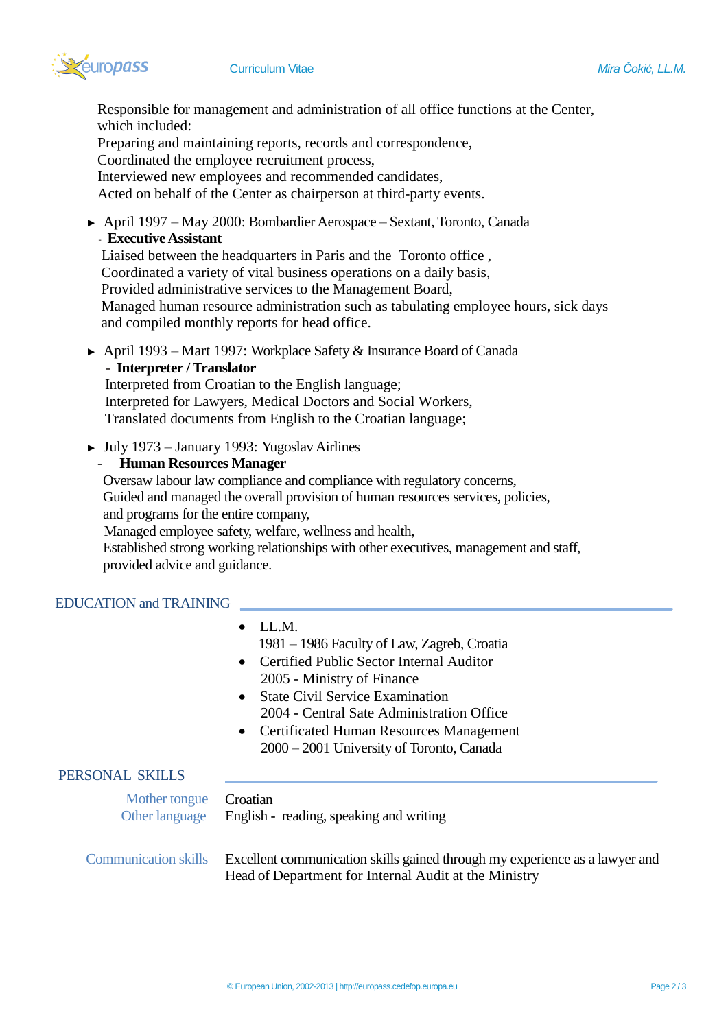Responsible for management and administration of all office functions at the Center, which included:
Preparing and maintaining reports, records and correspondence,
Coordinated the employee recruitment process,
Interviewed new employees and recommended candidates,
Acted on behalf of the Center as chairperson at third-party events.

- April 1997 – May 2000: Bombardier Aerospace – Sextant, Toronto, Canada
  - **Executive Assistant**

  Liaised between the headquarters in Paris and the Toronto office ,
  Coordinated a variety of vital business operations on a daily basis,
  Provided administrative services to the Management Board,
  Managed human resource administration such as tabulating employee hours, sick days and compiled monthly reports for head office.

- April 1993 – Mart 1997: Workplace Safety & Insurance Board of Canada
  - **Interpreter / Translator**

  Interpreted from Croatian to the English language;
  Interpreted for Lawyers, Medical Doctors and Social Workers,
  Translated documents from English to the Croatian language;

- July 1973 – January 1993: Yugoslav Airlines
  - **Human Resources Manager**

  Oversaw labour law compliance and compliance with regulatory concerns,
  Guided and managed the overall provision of human resources services, policies, and programs for the entire company,
  Managed employee safety, welfare, wellness and health,
  Established strong working relationships with other executives, management and staff, provided advice and guidance.

## EDUCATION and TRAINING

- LL.M.
  1981 – 1986 Faculty of Law, Zagreb, Croatia
- Certified Public Sector Internal Auditor
  2005 - Ministry of Finance
- State Civil Service Examination
  2004 - Central Sate Administration Office
- Certificated Human Resources Management
  2000 – 2001 University of Toronto, Canada

## PERSONAL SKILLS

**Mother tongue** Croatian

**Other language** English - reading, speaking and writing

**Communication skills** Excellent communication skills gained through my experience as a lawyer and Head of Department for Internal Audit at the Ministry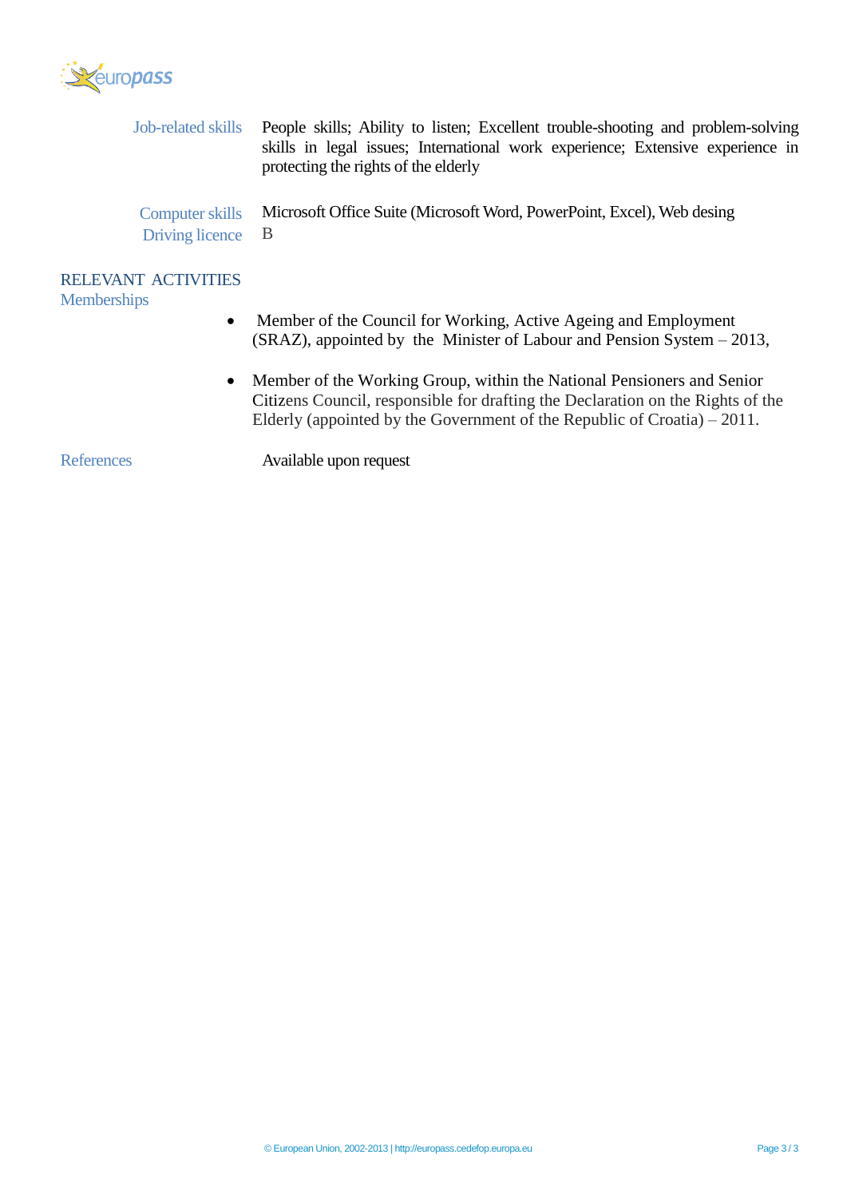**Job-related skills**

People skills; Ability to listen; Excellent trouble-shooting and problem-solving skills in legal issues; International work experience; Extensive experience in protecting the rights of the elderly

**Computer skills**

Microsoft Office Suite (Microsoft Word, PowerPoint, Excel), Web desing

**Driving licence**

B

## RELEVANT ACTIVITIES

**Memberships**

- Member of the Council for Working, Active Ageing and Employment (SRAZ), appointed by the Minister of Labour and Pension System – 2013,
- Member of the Working Group, within the National Pensioners and Senior Citizens Council, responsible for drafting the Declaration on the Rights of the Elderly (appointed by the Government of the Republic of Croatia) – 2011.

**References**

Available upon request